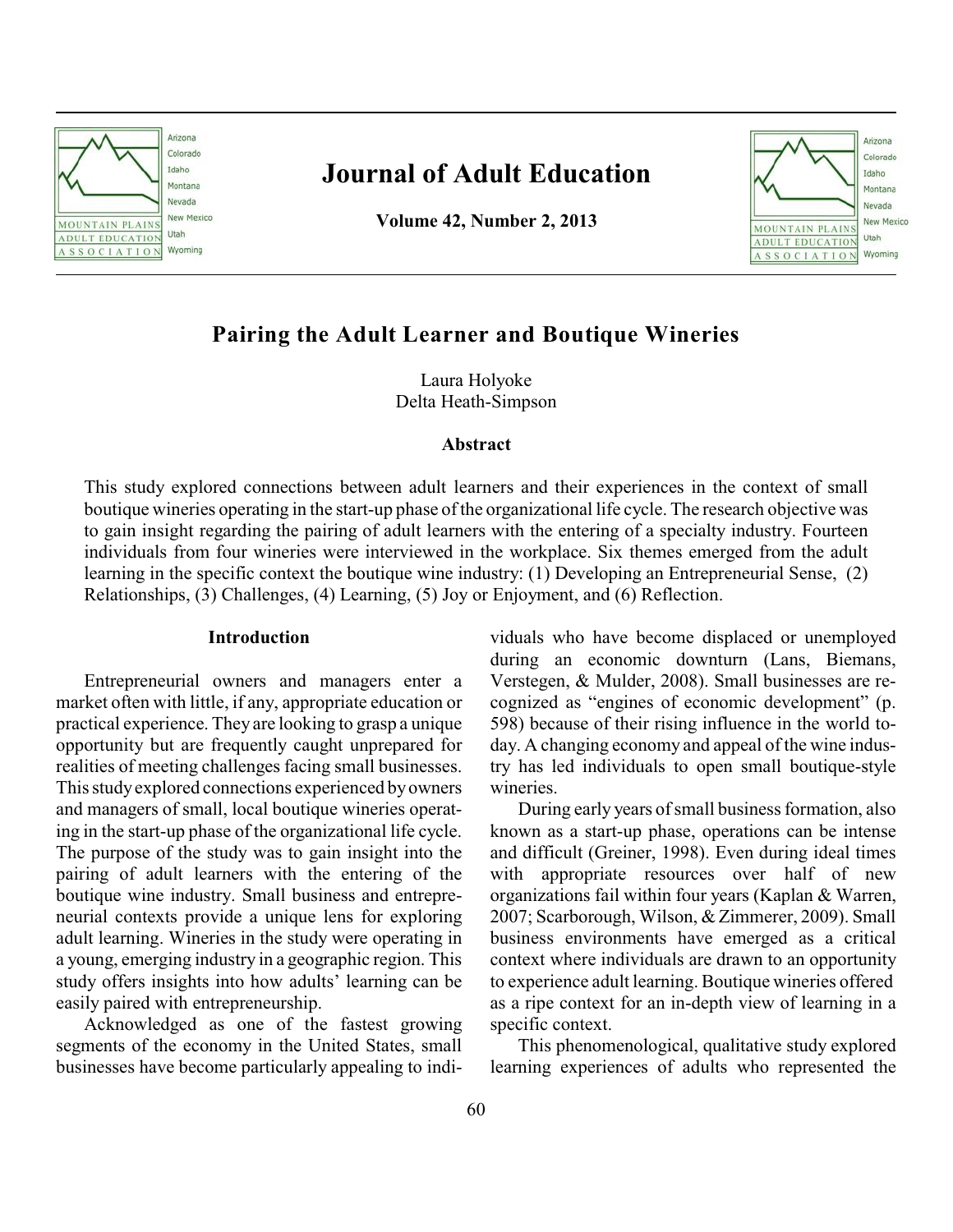# Pairing the Adult Learner and Boutique Wineries

Laura Holyoke
Delta Heath-Simpson

### Abstract

This study explored connections between adult learners and their experiences in the context of small boutique wineries operating in the start-up phase of the organizational life cycle. The research objective was to gain insight regarding the pairing of adult learners with the entering of a specialty industry. Fourteen individuals from four wineries were interviewed in the workplace. Six themes emerged from the adult learning in the specific context the boutique wine industry: (1) Developing an Entrepreneurial Sense, (2) Relationships, (3) Challenges, (4) Learning, (5) Joy or Enjoyment, and (6) Reflection.

## Introduction

Entrepreneurial owners and managers enter a market often with little, if any, appropriate education or practical experience. They are looking to grasp a unique opportunity but are frequently caught unprepared for realities of meeting challenges facing small businesses. This study explored connections experienced by owners and managers of small, local boutique wineries operating in the start-up phase of the organizational life cycle. The purpose of the study was to gain insight into the pairing of adult learners with the entering of the boutique wine industry. Small business and entrepreneurial contexts provide a unique lens for exploring adult learning. Wineries in the study were operating in a young, emerging industry in a geographic region. This study offers insights into how adults' learning can be easily paired with entrepreneurship.

Acknowledged as one of the fastest growing segments of the economy in the United States, small businesses have become particularly appealing to individuals who have become displaced or unemployed during an economic downturn (Lans, Biemans, Verstegen, & Mulder, 2008). Small businesses are recognized as "engines of economic development" (p. 598) because of their rising influence in the world today. A changing economy and appeal of the wine industry has led individuals to open small boutique-style wineries.

During early years of small business formation, also known as a start-up phase, operations can be intense and difficult (Greiner, 1998). Even during ideal times with appropriate resources over half of new organizations fail within four years (Kaplan & Warren, 2007; Scarborough, Wilson, & Zimmerer, 2009). Small business environments have emerged as a critical context where individuals are drawn to an opportunity to experience adult learning. Boutique wineries offered as a ripe context for an in-depth view of learning in a specific context.

This phenomenological, qualitative study explored learning experiences of adults who represented the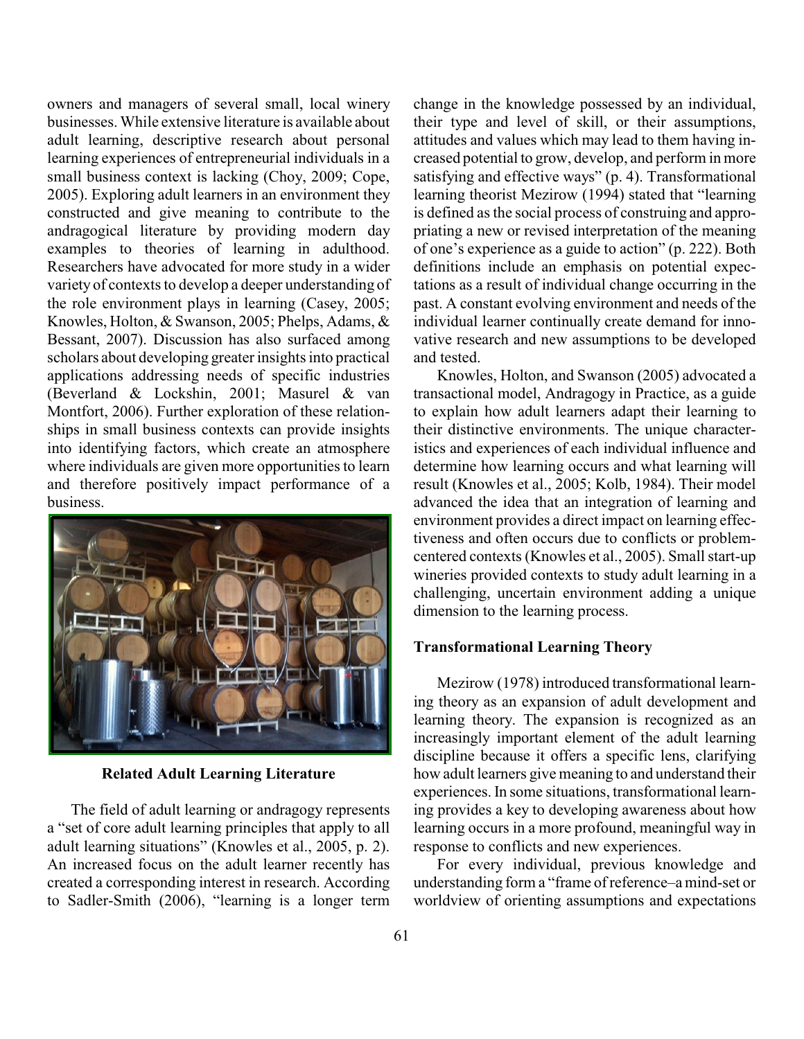owners and managers of several small, local winery businesses. While extensive literature is available about adult learning, descriptive research about personal learning experiences of entrepreneurial individuals in a small business context is lacking (Choy, 2009; Cope, 2005). Exploring adult learners in an environment they constructed and give meaning to contribute to the andragogical literature by providing modern day examples to theories of learning in adulthood. Researchers have advocated for more study in a wider variety of contexts to develop a deeper understanding of the role environment plays in learning (Casey, 2005; Knowles, Holton, & Swanson, 2005; Phelps, Adams, & Bessant, 2007). Discussion has also surfaced among scholars about developing greater insights into practical applications addressing needs of specific industries (Beverland & Lockshin, 2001; Masurel & van Montfort, 2006). Further exploration of these relationships in small business contexts can provide insights into identifying factors, which create an atmosphere where individuals are given more opportunities to learn and therefore positively impact performance of a business.

## Related Adult Learning Literature

The field of adult learning or andragogy represents a "set of core adult learning principles that apply to all adult learning situations" (Knowles et al., 2005, p. 2). An increased focus on the adult learner recently has created a corresponding interest in research. According to Sadler-Smith (2006), "learning is a longer term change in the knowledge possessed by an individual, their type and level of skill, or their assumptions, attitudes and values which may lead to them having increased potential to grow, develop, and perform in more satisfying and effective ways" (p. 4). Transformational learning theorist Mezirow (1994) stated that "learning is defined as the social process of construing and appropriating a new or revised interpretation of the meaning of one's experience as a guide to action" (p. 222). Both definitions include an emphasis on potential expectations as a result of individual change occurring in the past. A constant evolving environment and needs of the individual learner continually create demand for innovative research and new assumptions to be developed and tested.

Knowles, Holton, and Swanson (2005) advocated a transactional model, Andragogy in Practice, as a guide to explain how adult learners adapt their learning to their distinctive environments. The unique characteristics and experiences of each individual influence and determine how learning occurs and what learning will result (Knowles et al., 2005; Kolb, 1984). Their model advanced the idea that an integration of learning and environment provides a direct impact on learning effectiveness and often occurs due to conflicts or problem-centered contexts (Knowles et al., 2005). Small start-up wineries provided contexts to study adult learning in a challenging, uncertain environment adding a unique dimension to the learning process.

### Transformational Learning Theory

Mezirow (1978) introduced transformational learning theory as an expansion of adult development and learning theory. The expansion is recognized as an increasingly important element of the adult learning discipline because it offers a specific lens, clarifying how adult learners give meaning to and understand their experiences. In some situations, transformational learning provides a key to developing awareness about how learning occurs in a more profound, meaningful way in response to conflicts and new experiences.

For every individual, previous knowledge and understanding form a "frame of reference–a mind-set or worldview of orienting assumptions and expectations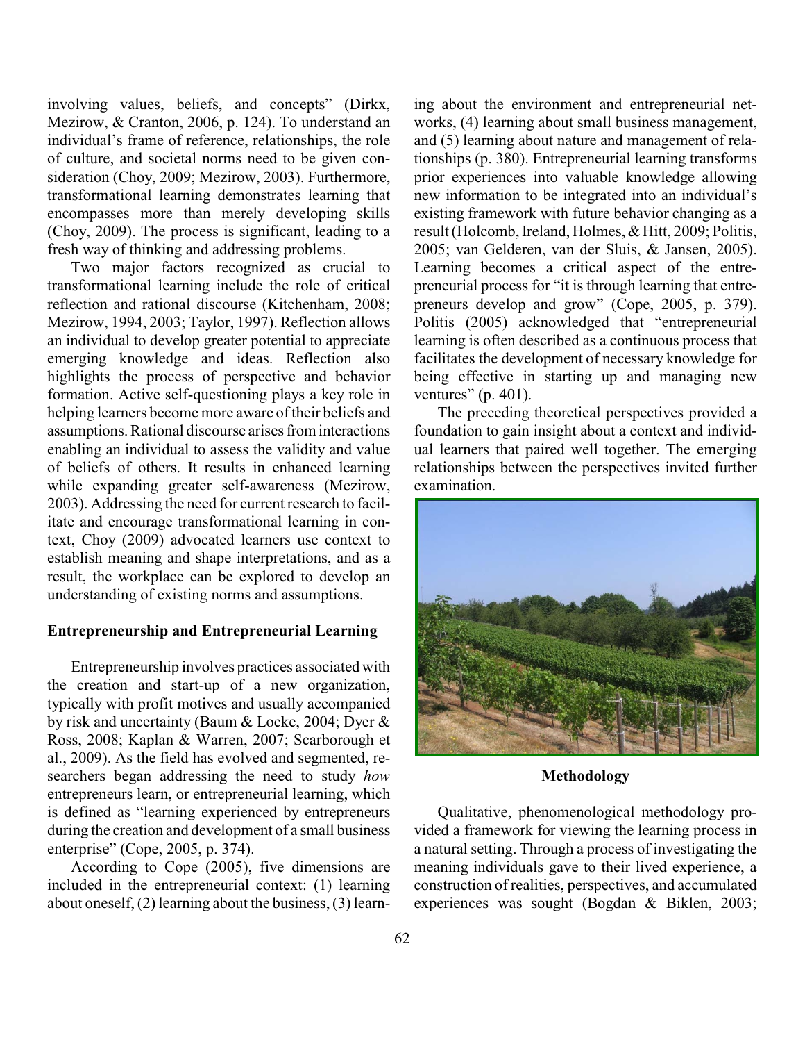involving values, beliefs, and concepts" (Dirkx, Mezirow, & Cranton, 2006, p. 124). To understand an individual's frame of reference, relationships, the role of culture, and societal norms need to be given consideration (Choy, 2009; Mezirow, 2003). Furthermore, transformational learning demonstrates learning that encompasses more than merely developing skills (Choy, 2009). The process is significant, leading to a fresh way of thinking and addressing problems.

Two major factors recognized as crucial to transformational learning include the role of critical reflection and rational discourse (Kitchenham, 2008; Mezirow, 1994, 2003; Taylor, 1997). Reflection allows an individual to develop greater potential to appreciate emerging knowledge and ideas. Reflection also highlights the process of perspective and behavior formation. Active self-questioning plays a key role in helping learners become more aware of their beliefs and assumptions. Rational discourse arises from interactions enabling an individual to assess the validity and value of beliefs of others. It results in enhanced learning while expanding greater self-awareness (Mezirow, 2003). Addressing the need for current research to facilitate and encourage transformational learning in context, Choy (2009) advocated learners use context to establish meaning and shape interpretations, and as a result, the workplace can be explored to develop an understanding of existing norms and assumptions.

### Entrepreneurship and Entrepreneurial Learning

Entrepreneurship involves practices associated with the creation and start-up of a new organization, typically with profit motives and usually accompanied by risk and uncertainty (Baum & Locke, 2004; Dyer & Ross, 2008; Kaplan & Warren, 2007; Scarborough et al., 2009). As the field has evolved and segmented, researchers began addressing the need to study *how* entrepreneurs learn, or entrepreneurial learning, which is defined as "learning experienced by entrepreneurs during the creation and development of a small business enterprise" (Cope, 2005, p. 374).

According to Cope (2005), five dimensions are included in the entrepreneurial context: (1) learning about oneself, (2) learning about the business, (3) learning about the environment and entrepreneurial networks, (4) learning about small business management, and (5) learning about nature and management of relationships (p. 380). Entrepreneurial learning transforms prior experiences into valuable knowledge allowing new information to be integrated into an individual's existing framework with future behavior changing as a result (Holcomb, Ireland, Holmes, & Hitt, 2009; Politis, 2005; van Gelderen, van der Sluis, & Jansen, 2005). Learning becomes a critical aspect of the entrepreneurial process for "it is through learning that entrepreneurs develop and grow" (Cope, 2005, p. 379). Politis (2005) acknowledged that "entrepreneurial learning is often described as a continuous process that facilitates the development of necessary knowledge for being effective in starting up and managing new ventures" (p. 401).

The preceding theoretical perspectives provided a foundation to gain insight about a context and individual learners that paired well together. The emerging relationships between the perspectives invited further examination.

## Methodology

Qualitative, phenomenological methodology provided a framework for viewing the learning process in a natural setting. Through a process of investigating the meaning individuals gave to their lived experience, a construction of realities, perspectives, and accumulated experiences was sought (Bogdan & Biklen, 2003;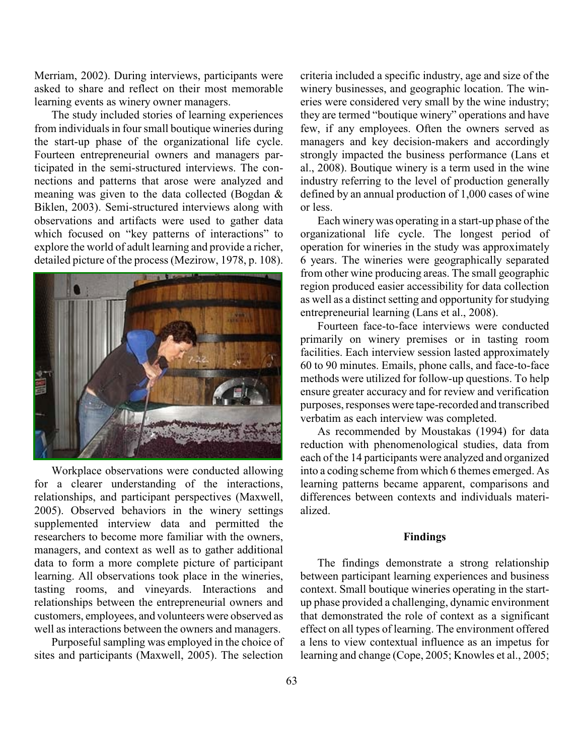Merriam, 2002). During interviews, participants were asked to share and reflect on their most memorable learning events as winery owner managers.

The study included stories of learning experiences from individuals in four small boutique wineries during the start-up phase of the organizational life cycle. Fourteen entrepreneurial owners and managers participated in the semi-structured interviews. The connections and patterns that arose were analyzed and meaning was given to the data collected (Bogdan & Biklen, 2003). Semi-structured interviews along with observations and artifacts were used to gather data which focused on "key patterns of interactions" to explore the world of adult learning and provide a richer, detailed picture of the process (Mezirow, 1978, p. 108).

Workplace observations were conducted allowing for a clearer understanding of the interactions, relationships, and participant perspectives (Maxwell, 2005). Observed behaviors in the winery settings supplemented interview data and permitted the researchers to become more familiar with the owners, managers, and context as well as to gather additional data to form a more complete picture of participant learning. All observations took place in the wineries, tasting rooms, and vineyards. Interactions and relationships between the entrepreneurial owners and customers, employees, and volunteers were observed as well as interactions between the owners and managers.

Purposeful sampling was employed in the choice of sites and participants (Maxwell, 2005). The selection criteria included a specific industry, age and size of the winery businesses, and geographic location. The wineries were considered very small by the wine industry; they are termed "boutique winery" operations and have few, if any employees. Often the owners served as managers and key decision-makers and accordingly strongly impacted the business performance (Lans et al., 2008). Boutique winery is a term used in the wine industry referring to the level of production generally defined by an annual production of 1,000 cases of wine or less.

Each winery was operating in a start-up phase of the organizational life cycle. The longest period of operation for wineries in the study was approximately 6 years. The wineries were geographically separated from other wine producing areas. The small geographic region produced easier accessibility for data collection as well as a distinct setting and opportunity for studying entrepreneurial learning (Lans et al., 2008).

Fourteen face-to-face interviews were conducted primarily on winery premises or in tasting room facilities. Each interview session lasted approximately 60 to 90 minutes. Emails, phone calls, and face-to-face methods were utilized for follow-up questions. To help ensure greater accuracy and for review and verification purposes, responses were tape-recorded and transcribed verbatim as each interview was completed.

As recommended by Moustakas (1994) for data reduction with phenomenological studies, data from each of the 14 participants were analyzed and organized into a coding scheme from which 6 themes emerged. As learning patterns became apparent, comparisons and differences between contexts and individuals materialized.

## Findings

The findings demonstrate a strong relationship between participant learning experiences and business context. Small boutique wineries operating in the start-up phase provided a challenging, dynamic environment that demonstrated the role of context as a significant effect on all types of learning. The environment offered a lens to view contextual influence as an impetus for learning and change (Cope, 2005; Knowles et al., 2005;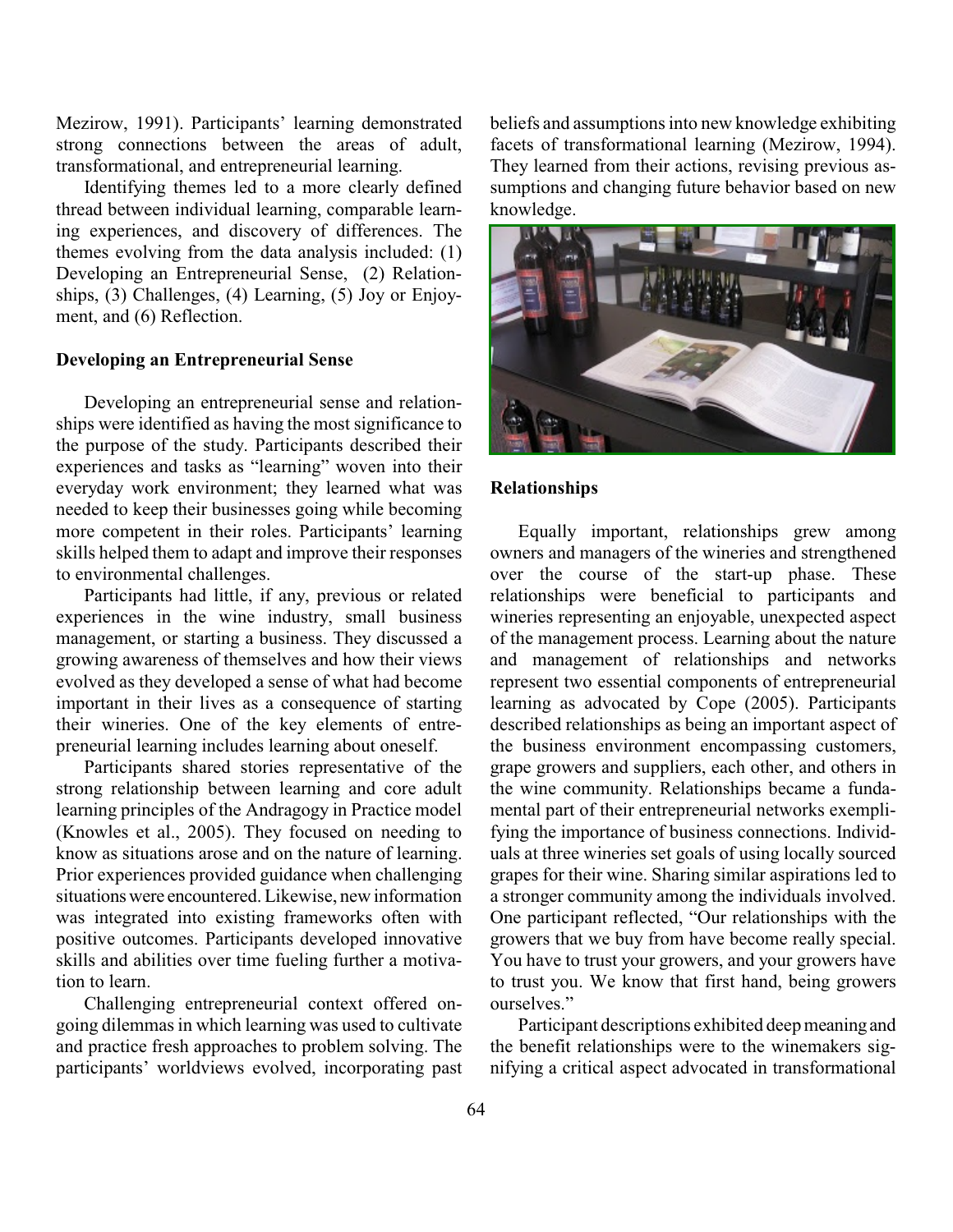Mezirow, 1991). Participants' learning demonstrated strong connections between the areas of adult, transformational, and entrepreneurial learning.

Identifying themes led to a more clearly defined thread between individual learning, comparable learning experiences, and discovery of differences. The themes evolving from the data analysis included: (1) Developing an Entrepreneurial Sense, (2) Relationships, (3) Challenges, (4) Learning, (5) Joy or Enjoyment, and (6) Reflection.

### Developing an Entrepreneurial Sense

Developing an entrepreneurial sense and relationships were identified as having the most significance to the purpose of the study. Participants described their experiences and tasks as "learning" woven into their everyday work environment; they learned what was needed to keep their businesses going while becoming more competent in their roles. Participants' learning skills helped them to adapt and improve their responses to environmental challenges.

Participants had little, if any, previous or related experiences in the wine industry, small business management, or starting a business. They discussed a growing awareness of themselves and how their views evolved as they developed a sense of what had become important in their lives as a consequence of starting their wineries. One of the key elements of entrepreneurial learning includes learning about oneself.

Participants shared stories representative of the strong relationship between learning and core adult learning principles of the Andragogy in Practice model (Knowles et al., 2005). They focused on needing to know as situations arose and on the nature of learning. Prior experiences provided guidance when challenging situations were encountered. Likewise, new information was integrated into existing frameworks often with positive outcomes. Participants developed innovative skills and abilities over time fueling further a motivation to learn.

Challenging entrepreneurial context offered ongoing dilemmas in which learning was used to cultivate and practice fresh approaches to problem solving. The participants' worldviews evolved, incorporating past beliefs and assumptions into new knowledge exhibiting facets of transformational learning (Mezirow, 1994). They learned from their actions, revising previous assumptions and changing future behavior based on new knowledge.

### Relationships

Equally important, relationships grew among owners and managers of the wineries and strengthened over the course of the start-up phase. These relationships were beneficial to participants and wineries representing an enjoyable, unexpected aspect of the management process. Learning about the nature and management of relationships and networks represent two essential components of entrepreneurial learning as advocated by Cope (2005). Participants described relationships as being an important aspect of the business environment encompassing customers, grape growers and suppliers, each other, and others in the wine community. Relationships became a fundamental part of their entrepreneurial networks exemplifying the importance of business connections. Individuals at three wineries set goals of using locally sourced grapes for their wine. Sharing similar aspirations led to a stronger community among the individuals involved. One participant reflected, "Our relationships with the growers that we buy from have become really special. You have to trust your growers, and your growers have to trust you. We know that first hand, being growers ourselves."

Participant descriptions exhibited deep meaning and the benefit relationships were to the winemakers signifying a critical aspect advocated in transformational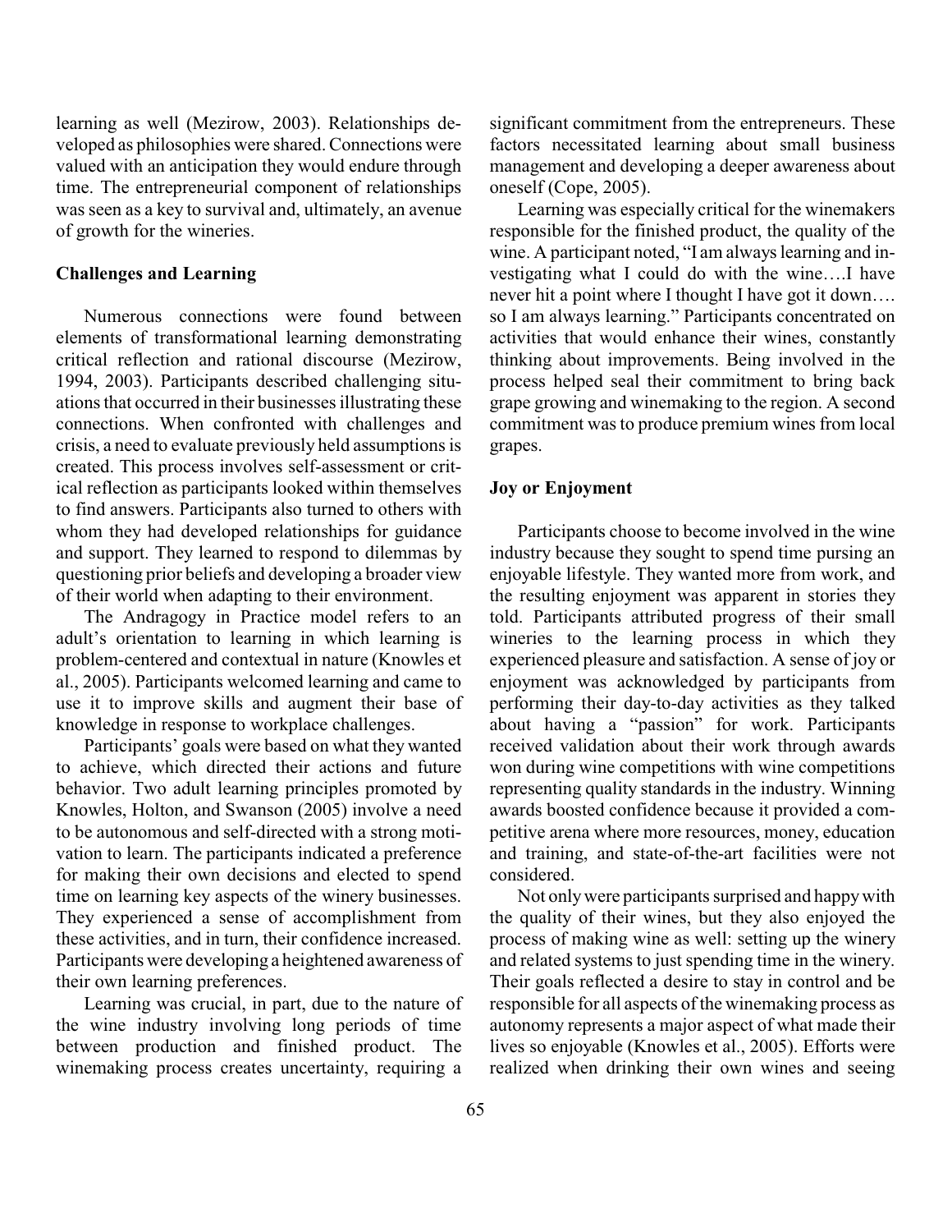learning as well (Mezirow, 2003). Relationships developed as philosophies were shared. Connections were valued with an anticipation they would endure through time. The entrepreneurial component of relationships was seen as a key to survival and, ultimately, an avenue of growth for the wineries.

### Challenges and Learning

Numerous connections were found between elements of transformational learning demonstrating critical reflection and rational discourse (Mezirow, 1994, 2003). Participants described challenging situations that occurred in their businesses illustrating these connections. When confronted with challenges and crisis, a need to evaluate previously held assumptions is created. This process involves self-assessment or critical reflection as participants looked within themselves to find answers. Participants also turned to others with whom they had developed relationships for guidance and support. They learned to respond to dilemmas by questioning prior beliefs and developing a broader view of their world when adapting to their environment.

The Andragogy in Practice model refers to an adult's orientation to learning in which learning is problem-centered and contextual in nature (Knowles et al., 2005). Participants welcomed learning and came to use it to improve skills and augment their base of knowledge in response to workplace challenges.

Participants' goals were based on what they wanted to achieve, which directed their actions and future behavior. Two adult learning principles promoted by Knowles, Holton, and Swanson (2005) involve a need to be autonomous and self-directed with a strong motivation to learn. The participants indicated a preference for making their own decisions and elected to spend time on learning key aspects of the winery businesses. They experienced a sense of accomplishment from these activities, and in turn, their confidence increased. Participants were developing a heightened awareness of their own learning preferences.

Learning was crucial, in part, due to the nature of the wine industry involving long periods of time between production and finished product. The winemaking process creates uncertainty, requiring a significant commitment from the entrepreneurs. These factors necessitated learning about small business management and developing a deeper awareness about oneself (Cope, 2005).

Learning was especially critical for the winemakers responsible for the finished product, the quality of the wine. A participant noted, "I am always learning and investigating what I could do with the wine….I have never hit a point where I thought I have got it down…. so I am always learning." Participants concentrated on activities that would enhance their wines, constantly thinking about improvements. Being involved in the process helped seal their commitment to bring back grape growing and winemaking to the region. A second commitment was to produce premium wines from local grapes.

### Joy or Enjoyment

Participants choose to become involved in the wine industry because they sought to spend time pursing an enjoyable lifestyle. They wanted more from work, and the resulting enjoyment was apparent in stories they told. Participants attributed progress of their small wineries to the learning process in which they experienced pleasure and satisfaction. A sense of joy or enjoyment was acknowledged by participants from performing their day-to-day activities as they talked about having a "passion" for work. Participants received validation about their work through awards won during wine competitions with wine competitions representing quality standards in the industry. Winning awards boosted confidence because it provided a competitive arena where more resources, money, education and training, and state-of-the-art facilities were not considered.

Not only were participants surprised and happy with the quality of their wines, but they also enjoyed the process of making wine as well: setting up the winery and related systems to just spending time in the winery. Their goals reflected a desire to stay in control and be responsible for all aspects of the winemaking process as autonomy represents a major aspect of what made their lives so enjoyable (Knowles et al., 2005). Efforts were realized when drinking their own wines and seeing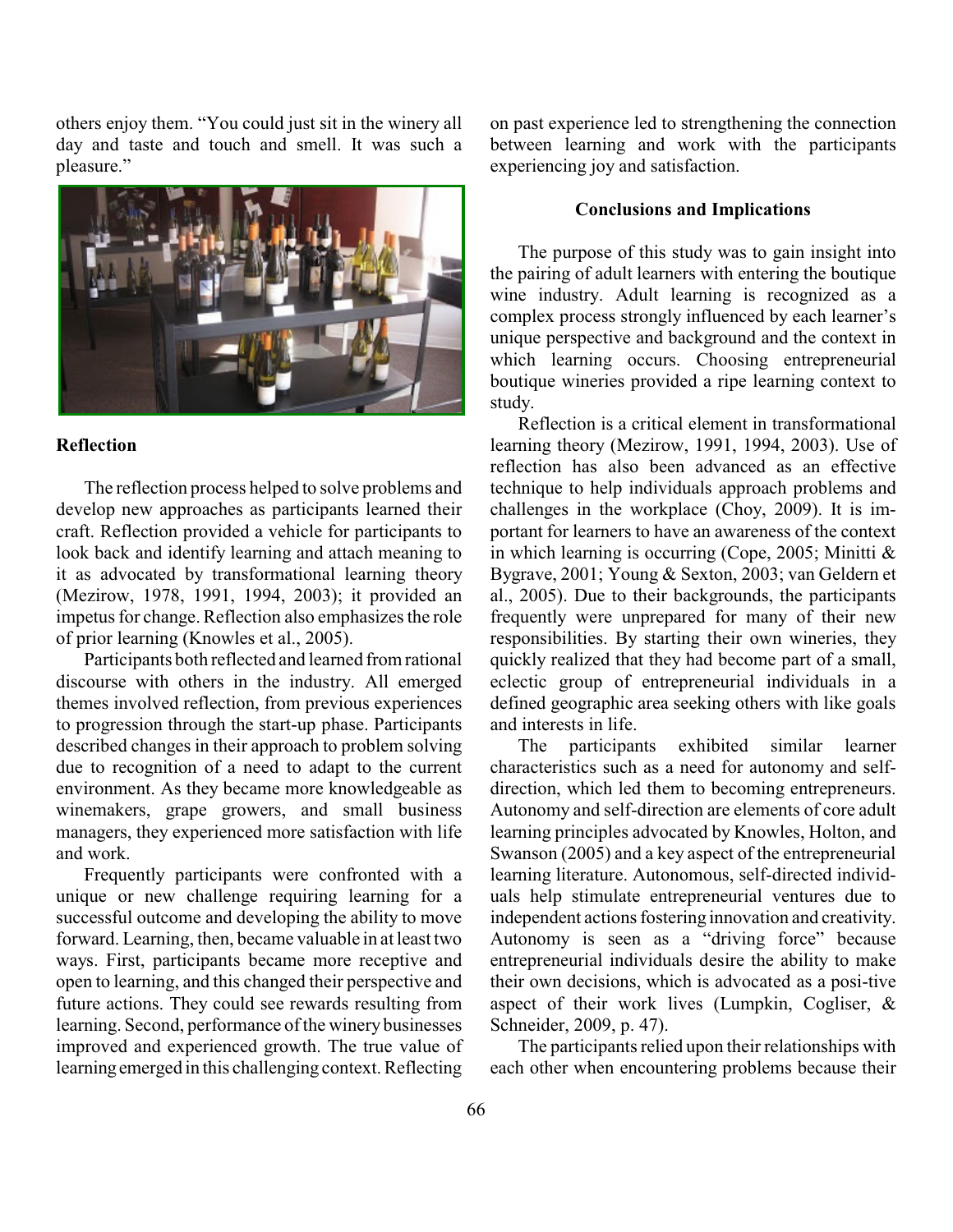others enjoy them. "You could just sit in the winery all day and taste and touch and smell. It was such a pleasure."

### Reflection

The reflection process helped to solve problems and develop new approaches as participants learned their craft. Reflection provided a vehicle for participants to look back and identify learning and attach meaning to it as advocated by transformational learning theory (Mezirow, 1978, 1991, 1994, 2003); it provided an impetus for change. Reflection also emphasizes the role of prior learning (Knowles et al., 2005).

Participants both reflected and learned from rational discourse with others in the industry. All emerged themes involved reflection, from previous experiences to progression through the start-up phase. Participants described changes in their approach to problem solving due to recognition of a need to adapt to the current environment. As they became more knowledgeable as winemakers, grape growers, and small business managers, they experienced more satisfaction with life and work.

Frequently participants were confronted with a unique or new challenge requiring learning for a successful outcome and developing the ability to move forward. Learning, then, became valuable in at least two ways. First, participants became more receptive and open to learning, and this changed their perspective and future actions. They could see rewards resulting from learning. Second, performance of the winery businesses improved and experienced growth. The true value of learning emerged in this challenging context. Reflecting on past experience led to strengthening the connection between learning and work with the participants experiencing joy and satisfaction.

## Conclusions and Implications

The purpose of this study was to gain insight into the pairing of adult learners with entering the boutique wine industry. Adult learning is recognized as a complex process strongly influenced by each learner's unique perspective and background and the context in which learning occurs. Choosing entrepreneurial boutique wineries provided a ripe learning context to study.

Reflection is a critical element in transformational learning theory (Mezirow, 1991, 1994, 2003). Use of reflection has also been advanced as an effective technique to help individuals approach problems and challenges in the workplace (Choy, 2009). It is important for learners to have an awareness of the context in which learning is occurring (Cope, 2005; Minitti & Bygrave, 2001; Young & Sexton, 2003; van Geldern et al., 2005). Due to their backgrounds, the participants frequently were unprepared for many of their new responsibilities. By starting their own wineries, they quickly realized that they had become part of a small, eclectic group of entrepreneurial individuals in a defined geographic area seeking others with like goals and interests in life.

The participants exhibited similar learner characteristics such as a need for autonomy and self-direction, which led them to becoming entrepreneurs. Autonomy and self-direction are elements of core adult learning principles advocated by Knowles, Holton, and Swanson (2005) and a key aspect of the entrepreneurial learning literature. Autonomous, self-directed individuals help stimulate entrepreneurial ventures due to independent actions fostering innovation and creativity. Autonomy is seen as a "driving force" because entrepreneurial individuals desire the ability to make their own decisions, which is advocated as a posi-tive aspect of their work lives (Lumpkin, Cogliser, & Schneider, 2009, p. 47).

The participants relied upon their relationships with each other when encountering problems because their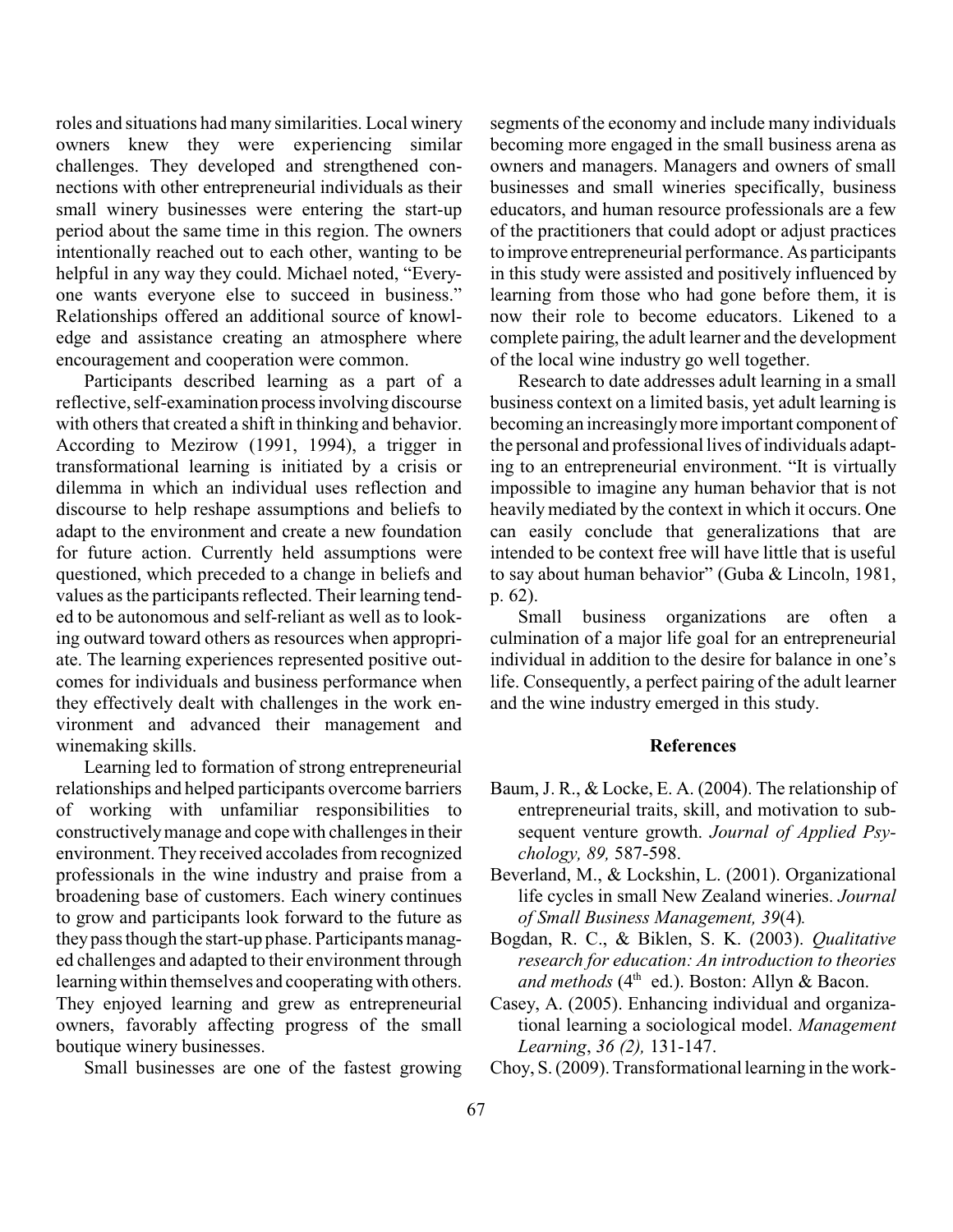roles and situations had many similarities. Local winery owners knew they were experiencing similar challenges. They developed and strengthened connections with other entrepreneurial individuals as their small winery businesses were entering the start-up period about the same time in this region. The owners intentionally reached out to each other, wanting to be helpful in any way they could. Michael noted, "Everyone wants everyone else to succeed in business." Relationships offered an additional source of knowledge and assistance creating an atmosphere where encouragement and cooperation were common.

Participants described learning as a part of a reflective, self-examination process involving discourse with others that created a shift in thinking and behavior. According to Mezirow (1991, 1994), a trigger in transformational learning is initiated by a crisis or dilemma in which an individual uses reflection and discourse to help reshape assumptions and beliefs to adapt to the environment and create a new foundation for future action. Currently held assumptions were questioned, which preceded to a change in beliefs and values as the participants reflected. Their learning tended to be autonomous and self-reliant as well as to looking outward toward others as resources when appropriate. The learning experiences represented positive outcomes for individuals and business performance when they effectively dealt with challenges in the work environment and advanced their management and winemaking skills.

Learning led to formation of strong entrepreneurial relationships and helped participants overcome barriers of working with unfamiliar responsibilities to constructively manage and cope with challenges in their environment. They received accolades from recognized professionals in the wine industry and praise from a broadening base of customers. Each winery continues to grow and participants look forward to the future as they pass though the start-up phase. Participants managed challenges and adapted to their environment through learning within themselves and cooperating with others. They enjoyed learning and grew as entrepreneurial owners, favorably affecting progress of the small boutique winery businesses.

Small businesses are one of the fastest growing segments of the economy and include many individuals becoming more engaged in the small business arena as owners and managers. Managers and owners of small businesses and small wineries specifically, business educators, and human resource professionals are a few of the practitioners that could adopt or adjust practices to improve entrepreneurial performance. As participants in this study were assisted and positively influenced by learning from those who had gone before them, it is now their role to become educators. Likened to a complete pairing, the adult learner and the development of the local wine industry go well together.

Research to date addresses adult learning in a small business context on a limited basis, yet adult learning is becoming an increasingly more important component of the personal and professional lives of individuals adapting to an entrepreneurial environment. "It is virtually impossible to imagine any human behavior that is not heavily mediated by the context in which it occurs. One can easily conclude that generalizations that are intended to be context free will have little that is useful to say about human behavior" (Guba & Lincoln, 1981, p. 62).

Small business organizations are often a culmination of a major life goal for an entrepreneurial individual in addition to the desire for balance in one's life. Consequently, a perfect pairing of the adult learner and the wine industry emerged in this study.

## References

Baum, J. R., & Locke, E. A. (2004). The relationship of entrepreneurial traits, skill, and motivation to subsequent venture growth. *Journal of Applied Psychology, 89,* 587-598.

Beverland, M., & Lockshin, L. (2001). Organizational life cycles in small New Zealand wineries. *Journal of Small Business Management, 39*(4)*.*

Bogdan, R. C., & Biklen, S. K. (2003). *Qualitative research for education: An introduction to theories and methods* (4th ed.). Boston: Allyn & Bacon.

Casey, A. (2005). Enhancing individual and organizational learning a sociological model. *Management Learning*, *36 (2),* 131-147.

Choy, S. (2009). Transformational learning in the work-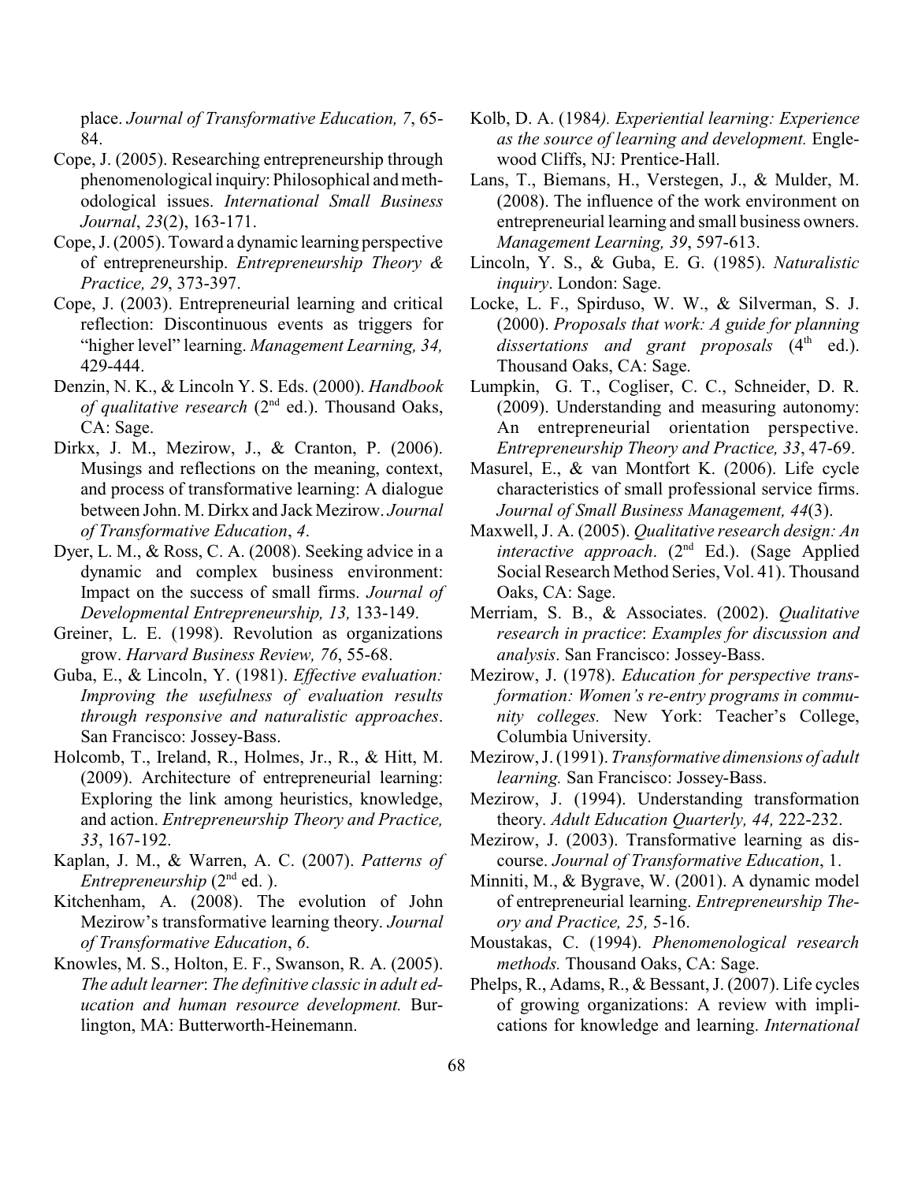place. *Journal of Transformative Education, 7*, 65-84.

Cope, J. (2005). Researching entrepreneurship through phenomenological inquiry: Philosophical and methodological issues. *International Small Business Journal*, *23*(2), 163-171.

Cope, J. (2005). Toward a dynamic learning perspective of entrepreneurship. *Entrepreneurship Theory & Practice, 29*, 373-397.

Cope, J. (2003). Entrepreneurial learning and critical reflection: Discontinuous events as triggers for "higher level" learning. *Management Learning, 34,* 429-444.

Denzin, N. K., & Lincoln Y. S. Eds. (2000). *Handbook of qualitative research* (2nd ed.). Thousand Oaks, CA: Sage.

Dirkx, J. M., Mezirow, J., & Cranton, P. (2006). Musings and reflections on the meaning, context, and process of transformative learning: A dialogue between John. M. Dirkx and Jack Mezirow. *Journal of Transformative Education*, *4*.

Dyer, L. M., & Ross, C. A. (2008). Seeking advice in a dynamic and complex business environment: Impact on the success of small firms. *Journal of Developmental Entrepreneurship, 13,* 133-149.

Greiner, L. E. (1998). Revolution as organizations grow. *Harvard Business Review, 76*, 55-68.

Guba, E., & Lincoln, Y. (1981). *Effective evaluation: Improving the usefulness of evaluation results through responsive and naturalistic approaches*. San Francisco: Jossey-Bass.

Holcomb, T., Ireland, R., Holmes, Jr., R., & Hitt, M. (2009). Architecture of entrepreneurial learning: Exploring the link among heuristics, knowledge, and action. *Entrepreneurship Theory and Practice, 33*, 167-192.

Kaplan, J. M., & Warren, A. C. (2007). *Patterns of Entrepreneurship* (2nd ed. ).

Kitchenham, A. (2008). The evolution of John Mezirow's transformative learning theory. *Journal of Transformative Education*, *6*.

Knowles, M. S., Holton, E. F., Swanson, R. A. (2005). *The adult learner*: *The definitive classic in adult education and human resource development.* Burlington, MA: Butterworth-Heinemann.

Kolb, D. A. (1984*). Experiential learning: Experience as the source of learning and development.* Englewood Cliffs, NJ: Prentice-Hall.

Lans, T., Biemans, H., Verstegen, J., & Mulder, M. (2008). The influence of the work environment on entrepreneurial learning and small business owners. *Management Learning, 39*, 597-613.

Lincoln, Y. S., & Guba, E. G. (1985). *Naturalistic inquiry*. London: Sage.

Locke, L. F., Spirduso, W. W., & Silverman, S. J. (2000). *Proposals that work: A guide for planning dissertations and grant proposals* (4th ed.). Thousand Oaks, CA: Sage.

Lumpkin, G. T., Cogliser, C. C., Schneider, D. R. (2009). Understanding and measuring autonomy: An entrepreneurial orientation perspective. *Entrepreneurship Theory and Practice, 33*, 47-69.

Masurel, E., & van Montfort K. (2006). Life cycle characteristics of small professional service firms. *Journal of Small Business Management, 44*(3).

Maxwell, J. A. (2005). *Qualitative research design: An interactive approach*. (2nd Ed.). (Sage Applied Social Research Method Series, Vol. 41). Thousand Oaks, CA: Sage.

Merriam, S. B., & Associates. (2002). *Qualitative research in practice*: *Examples for discussion and analysis*. San Francisco: Jossey-Bass.

Mezirow, J. (1978). *Education for perspective transformation: Women's re-entry programs in community colleges.* New York: Teacher's College, Columbia University.

Mezirow, J. (1991). *Transformative dimensions of adult learning.* San Francisco: Jossey-Bass.

Mezirow, J. (1994). Understanding transformation theory. *Adult Education Quarterly, 44,* 222-232.

Mezirow, J. (2003). Transformative learning as discourse. *Journal of Transformative Education*, 1.

Minniti, M., & Bygrave, W. (2001). A dynamic model of entrepreneurial learning. *Entrepreneurship Theory and Practice, 25,* 5-16.

Moustakas, C. (1994). *Phenomenological research methods.* Thousand Oaks, CA: Sage.

Phelps, R., Adams, R., & Bessant, J. (2007). Life cycles of growing organizations: A review with implications for knowledge and learning. *International*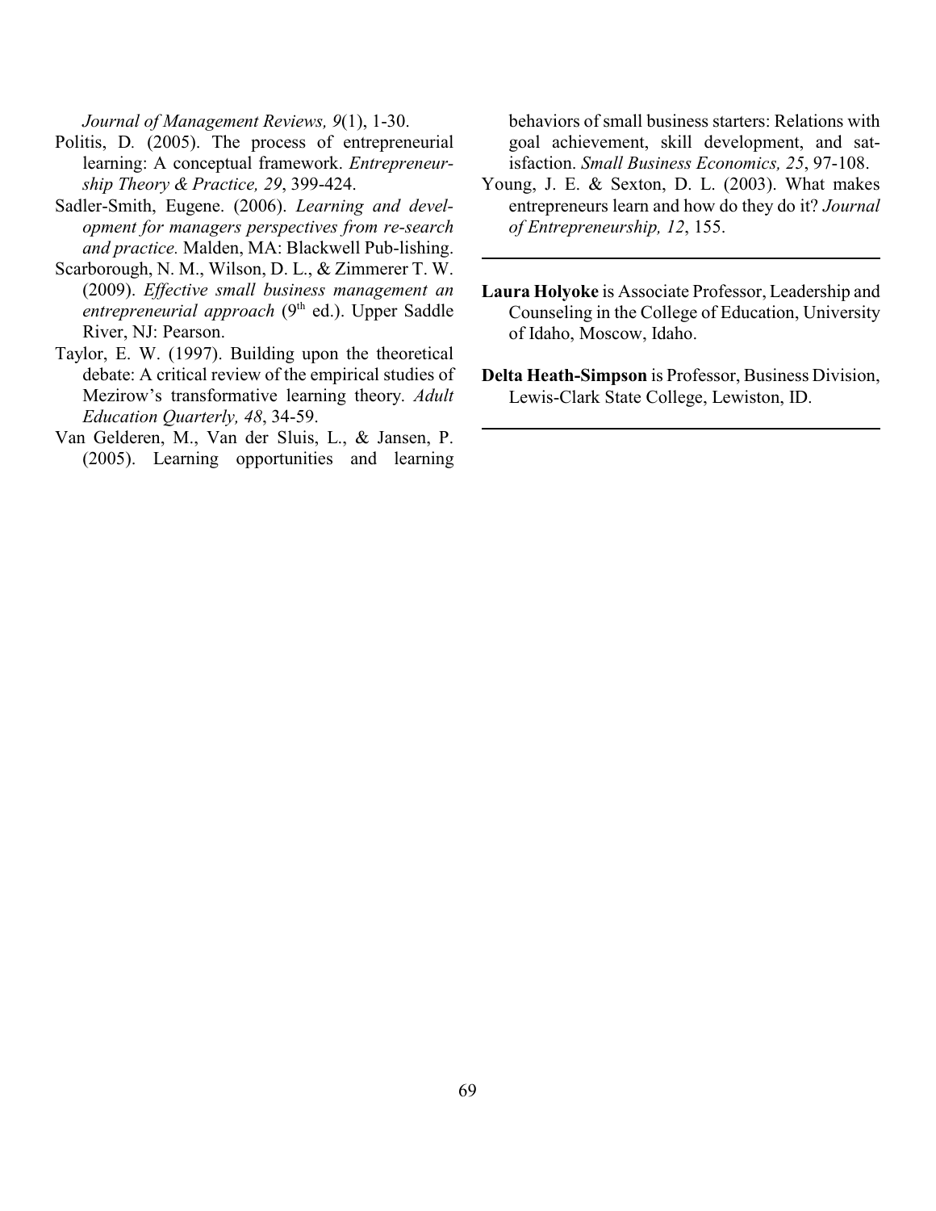*Journal of Management Reviews, 9*(1), 1-30.

Politis, D. (2005). The process of entrepreneurial learning: A conceptual framework. *Entrepreneurship Theory & Practice, 29*, 399-424.

Sadler-Smith, Eugene. (2006). *Learning and development for managers perspectives from re-search and practice.* Malden, MA: Blackwell Pub-lishing.

Scarborough, N. M., Wilson, D. L., & Zimmerer T. W. (2009). *Effective small business management an entrepreneurial approach* (9th ed.). Upper Saddle River, NJ: Pearson.

Taylor, E. W. (1997). Building upon the theoretical debate: A critical review of the empirical studies of Mezirow's transformative learning theory. *Adult Education Quarterly, 48*, 34-59.

Van Gelderen, M., Van der Sluis, L., & Jansen, P. (2005). Learning opportunities and learning behaviors of small business starters: Relations with goal achievement, skill development, and satisfaction. *Small Business Economics, 25*, 97-108.

Young, J. E. & Sexton, D. L. (2003). What makes entrepreneurs learn and how do they do it? *Journal of Entrepreneurship, 12*, 155.

---

**Laura Holyoke** is Associate Professor, Leadership and Counseling in the College of Education, University of Idaho, Moscow, Idaho.

**Delta Heath-Simpson** is Professor, Business Division, Lewis-Clark State College, Lewiston, ID.